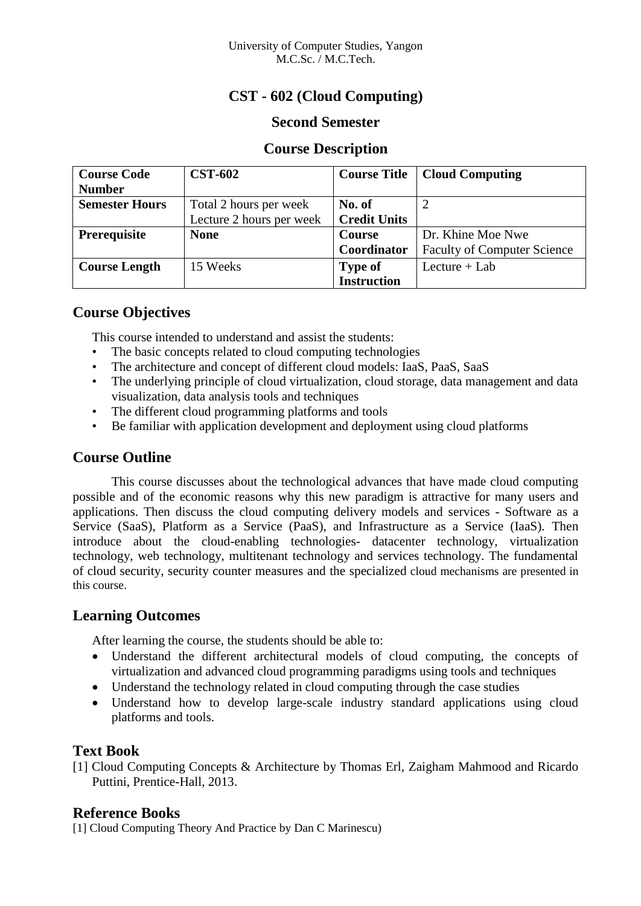University of Computer Studies, Yangon
M.C.Sc. / M.C.Tech.

# CST - 602 (Cloud Computing)

## Second Semester

## Course Description

| **Course Code Number** | **CST-602** | **Course Title** | **Cloud Computing** |
|---|---|---|---|
| **Semester Hours** | Total 2 hours per week<br>Lecture 2 hours per week | **No. of Credit Units** | 2 |
| **Prerequisite** | **None** | **Course Coordinator** | Dr. Khine Moe Nwe<br>Faculty of Computer Science |
| **Course Length** | 15 Weeks | **Type of Instruction** | Lecture + Lab |

## Course Objectives

This course intended to understand and assist the students:

- The basic concepts related to cloud computing technologies
- The architecture and concept of different cloud models: IaaS, PaaS, SaaS
- The underlying principle of cloud virtualization, cloud storage, data management and data visualization, data analysis tools and techniques
- The different cloud programming platforms and tools
- Be familiar with application development and deployment using cloud platforms

## Course Outline

This course discusses about the technological advances that have made cloud computing possible and of the economic reasons why this new paradigm is attractive for many users and applications. Then discuss the cloud computing delivery models and services - Software as a Service (SaaS), Platform as a Service (PaaS), and Infrastructure as a Service (IaaS). Then introduce about the cloud-enabling technologies- datacenter technology, virtualization technology, web technology, multitenant technology and services technology. The fundamental of cloud security, security counter measures and the specialized cloud mechanisms are presented in this course.

## Learning Outcomes

After learning the course, the students should be able to:

- Understand the different architectural models of cloud computing, the concepts of virtualization and advanced cloud programming paradigms using tools and techniques
- Understand the technology related in cloud computing through the case studies
- Understand how to develop large-scale industry standard applications using cloud platforms and tools.

## Text Book

[1] Cloud Computing Concepts & Architecture by Thomas Erl, Zaigham Mahmood and Ricardo Puttini, Prentice-Hall, 2013.

## Reference Books

[1] Cloud Computing Theory And Practice by Dan C Marinescu)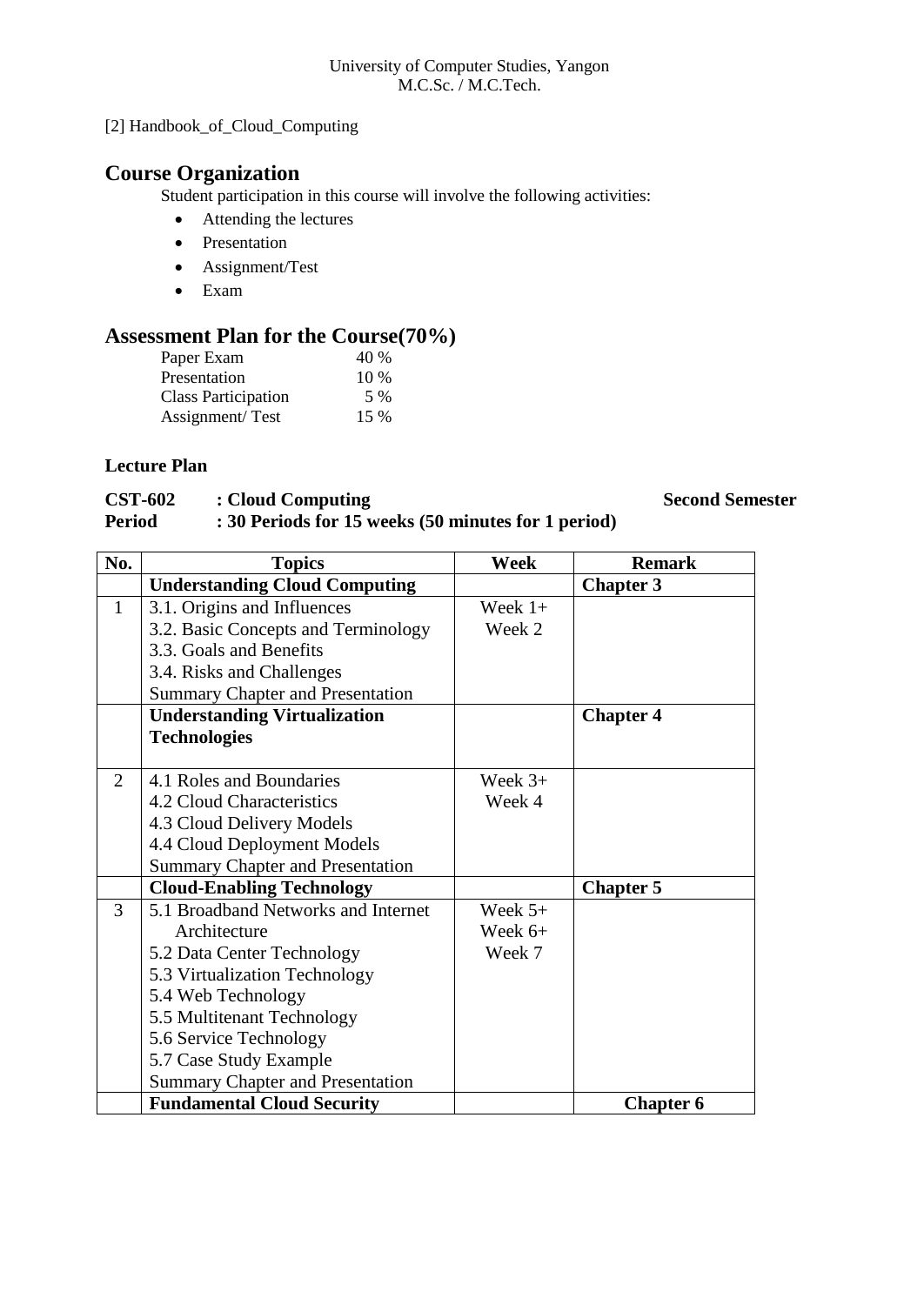[2] Handbook_of_Cloud_Computing

## Course Organization

Student participation in this course will involve the following activities:

- Attending the lectures
- Presentation
- Assignment/Test
- Exam

## Assessment Plan for the Course(70%)

| | |
|---|---|
| Paper Exam | 40 % |
| Presentation | 10 % |
| Class Participation | 5 % |
| Assignment/ Test | 15 % |

### Lecture Plan

**CST-602 : Cloud Computing** **Second Semester**

**Period : 30 Periods for 15 weeks (50 minutes for 1 period)**

| No. | Topics | Week | Remark |
|---|---|---|---|
| | **Understanding Cloud Computing** | | **Chapter 3** |
| 1 | 3.1. Origins and Influences<br>3.2. Basic Concepts and Terminology<br>3.3. Goals and Benefits<br>3.4. Risks and Challenges<br>Summary Chapter and Presentation | Week 1+<br>Week 2 | |
| | **Understanding Virtualization Technologies** | | **Chapter 4** |
| 2 | 4.1 Roles and Boundaries<br>4.2 Cloud Characteristics<br>4.3 Cloud Delivery Models<br>4.4 Cloud Deployment Models<br>Summary Chapter and Presentation | Week 3+<br>Week 4 | |
| | **Cloud-Enabling Technology** | | **Chapter 5** |
| 3 | 5.1 Broadband Networks and Internet Architecture<br>5.2 Data Center Technology<br>5.3 Virtualization Technology<br>5.4 Web Technology<br>5.5 Multitenant Technology<br>5.6 Service Technology<br>5.7 Case Study Example<br>Summary Chapter and Presentation | Week 5+<br>Week 6+<br>Week 7 | |
| | **Fundamental Cloud Security** | | **Chapter 6** |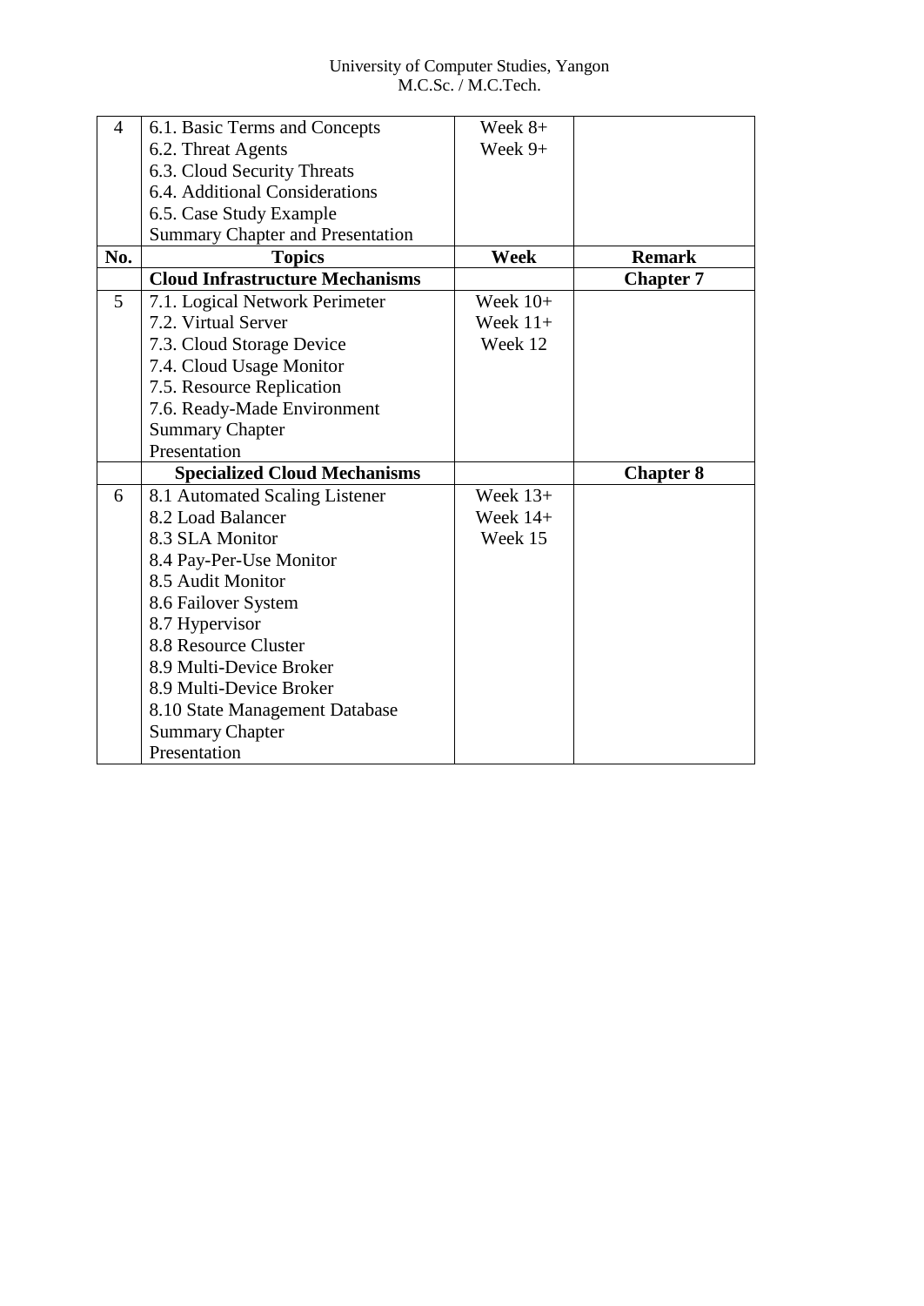| No. | Topics | Week | Remark |
|---|---|---|---|
| 4 | 6.1. Basic Terms and Concepts<br>6.2. Threat Agents<br>6.3. Cloud Security Threats<br>6.4. Additional Considerations<br>6.5. Case Study Example<br>Summary Chapter and Presentation | Week 8+<br>Week 9+ | |
| **No.** | **Topics** | **Week** | **Remark** |
| | **Cloud Infrastructure Mechanisms** | | **Chapter 7** |
| 5 | 7.1. Logical Network Perimeter<br>7.2. Virtual Server<br>7.3. Cloud Storage Device<br>7.4. Cloud Usage Monitor<br>7.5. Resource Replication<br>7.6. Ready-Made Environment<br>Summary Chapter<br>Presentation | Week 10+<br>Week 11+<br>Week 12 | |
| | **Specialized Cloud Mechanisms** | | **Chapter 8** |
| 6 | 8.1 Automated Scaling Listener<br>8.2 Load Balancer<br>8.3 SLA Monitor<br>8.4 Pay-Per-Use Monitor<br>8.5 Audit Monitor<br>8.6 Failover System<br>8.7 Hypervisor<br>8.8 Resource Cluster<br>8.9 Multi-Device Broker<br>8.9 Multi-Device Broker<br>8.10 State Management Database<br>Summary Chapter<br>Presentation | Week 13+<br>Week 14+<br>Week 15 | |